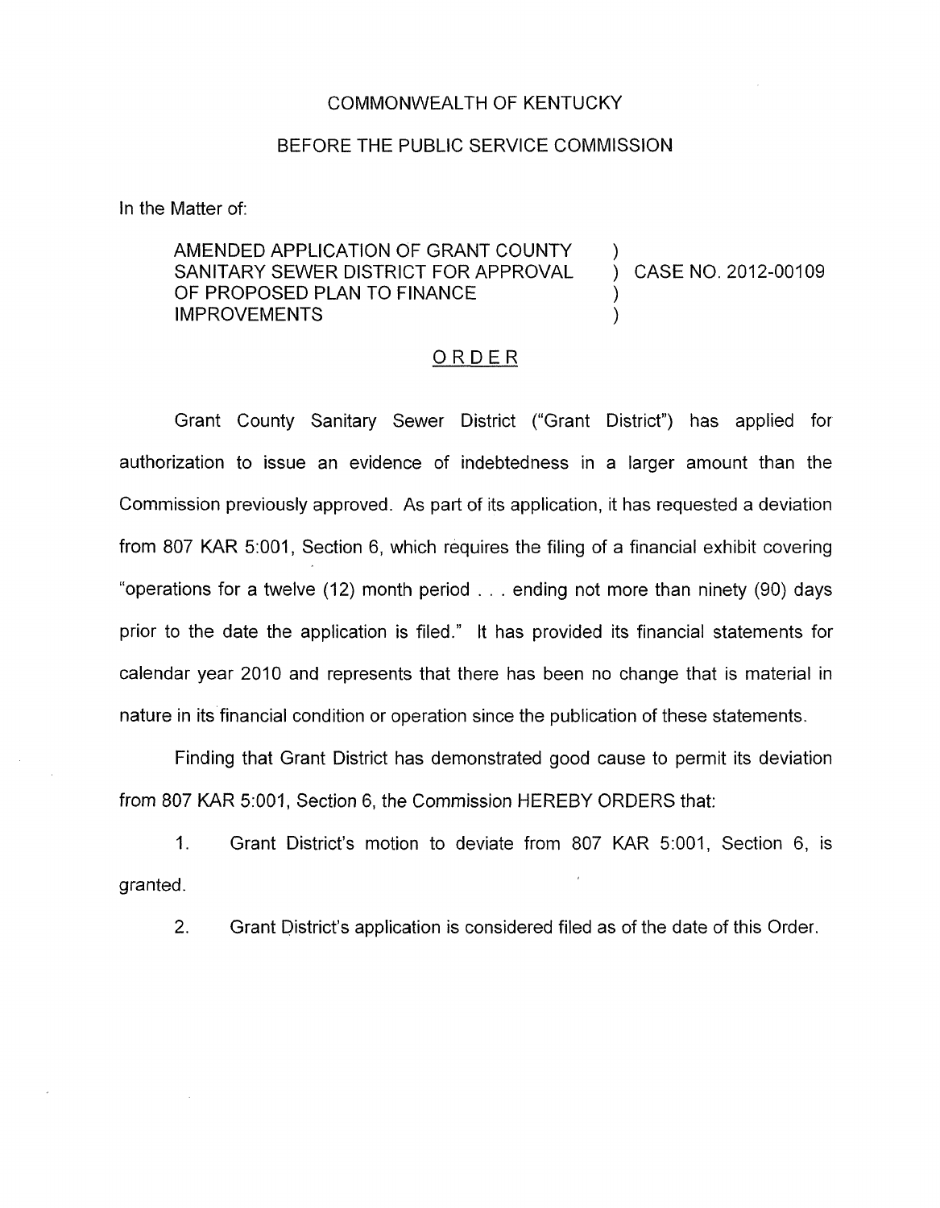COMMONWEALTH OF KENTUCKY

BEFORE THE PUBLIC SERVICE COMMISSION

In the Matter of:

| | | |
|---|---|---|
| AMENDED APPLICATION OF GRANT COUNTY SANITARY SEWER DISTRICT FOR APPROVAL OF PROPOSED PLAN TO FINANCE IMPROVEMENTS | ) ) ) ) | CASE NO. 2012-00109 |

## ORDER

Grant County Sanitary Sewer District ("Grant District") has applied for authorization to issue an evidence of indebtedness in a larger amount than the Commission previously approved. As part of its application, it has requested a deviation from 807 KAR 5:001, Section 6, which requires the filing of a financial exhibit covering "operations for a twelve (12) month period . . . ending not more than ninety (90) days prior to the date the application is filed." It has provided its financial statements for calendar year 2010 and represents that there has been no change that is material in nature in its financial condition or operation since the publication of these statements.

Finding that Grant District has demonstrated good cause to permit its deviation from 807 KAR 5:001, Section 6, the Commission HEREBY ORDERS that:

1. Grant District's motion to deviate from 807 KAR 5:001, Section 6, is granted.

2. Grant District's application is considered filed as of the date of this Order.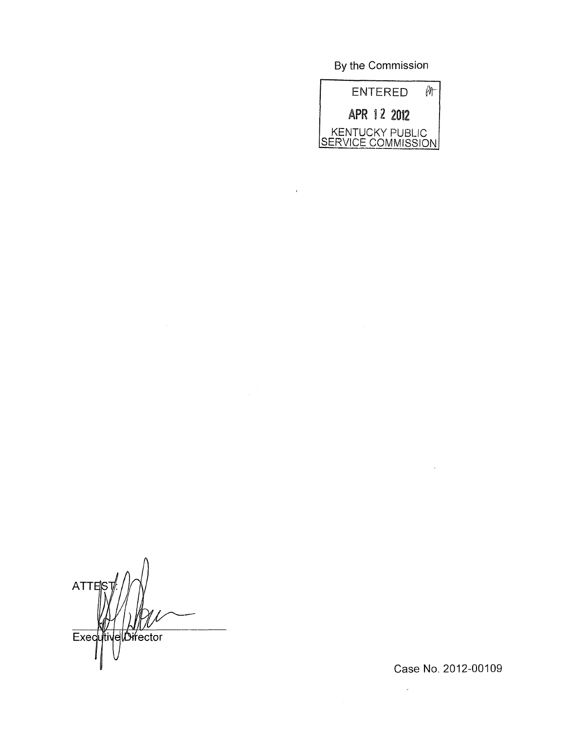By the Commission

ENTERED

APR 12 2012

KENTUCKY PUBLIC SERVICE COMMISSION

ATTEST:

Executive Director

Case No. 2012-00109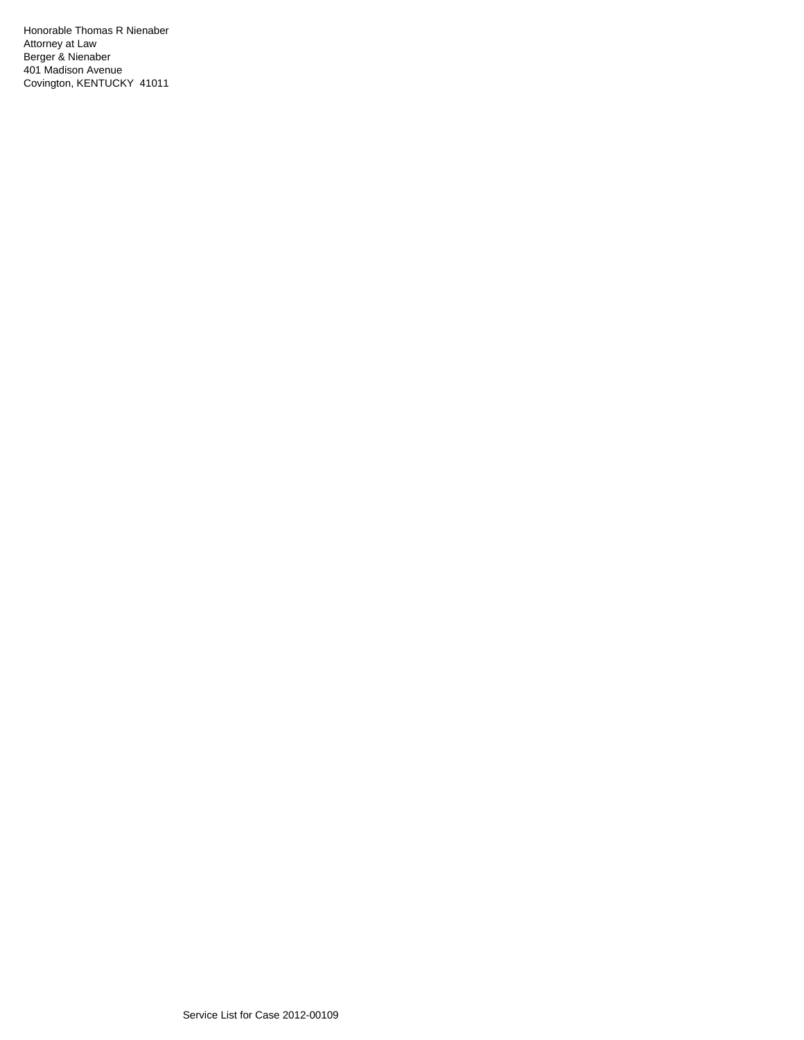Honorable Thomas R Nienaber
Attorney at Law
Berger & Nienaber
401 Madison Avenue
Covington, KENTUCKY  41011

Service List for Case 2012-00109